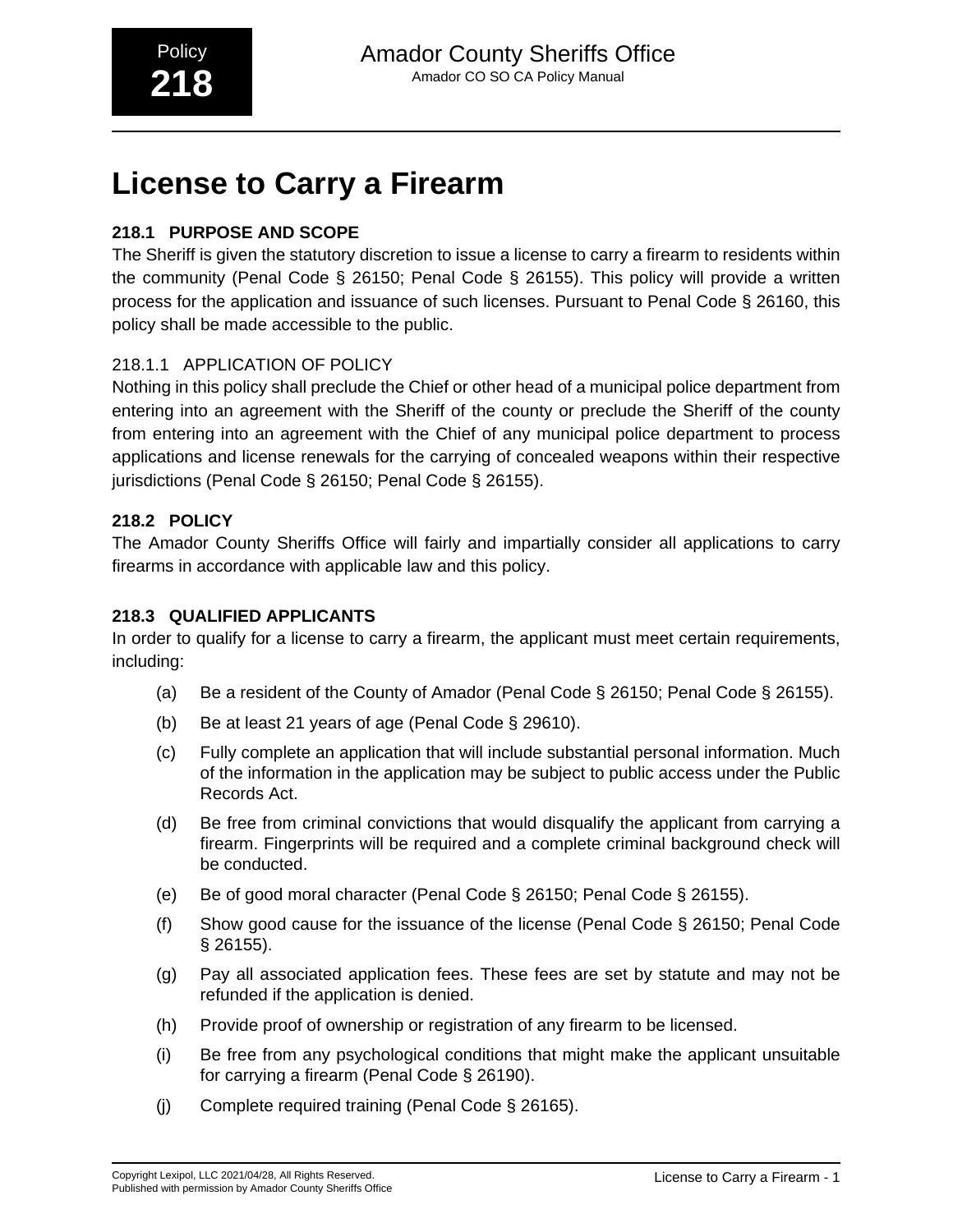# License to Carry a Firearm

## 218.1 PURPOSE AND SCOPE

The Sheriff is given the statutory discretion to issue a license to carry a firearm to residents within the community (Penal Code § 26150; Penal Code § 26155). This policy will provide a written process for the application and issuance of such licenses. Pursuant to Penal Code § 26160, this policy shall be made accessible to the public.

### 218.1.1 APPLICATION OF POLICY

Nothing in this policy shall preclude the Chief or other head of a municipal police department from entering into an agreement with the Sheriff of the county or preclude the Sheriff of the county from entering into an agreement with the Chief of any municipal police department to process applications and license renewals for the carrying of concealed weapons within their respective jurisdictions (Penal Code § 26150; Penal Code § 26155).

## 218.2 POLICY

The Amador County Sheriffs Office will fairly and impartially consider all applications to carry firearms in accordance with applicable law and this policy.

## 218.3 QUALIFIED APPLICANTS

In order to qualify for a license to carry a firearm, the applicant must meet certain requirements, including:

(a) Be a resident of the County of Amador (Penal Code § 26150; Penal Code § 26155).

(b) Be at least 21 years of age (Penal Code § 29610).

(c) Fully complete an application that will include substantial personal information. Much of the information in the application may be subject to public access under the Public Records Act.

(d) Be free from criminal convictions that would disqualify the applicant from carrying a firearm. Fingerprints will be required and a complete criminal background check will be conducted.

(e) Be of good moral character (Penal Code § 26150; Penal Code § 26155).

(f) Show good cause for the issuance of the license (Penal Code § 26150; Penal Code § 26155).

(g) Pay all associated application fees. These fees are set by statute and may not be refunded if the application is denied.

(h) Provide proof of ownership or registration of any firearm to be licensed.

(i) Be free from any psychological conditions that might make the applicant unsuitable for carrying a firearm (Penal Code § 26190).

(j) Complete required training (Penal Code § 26165).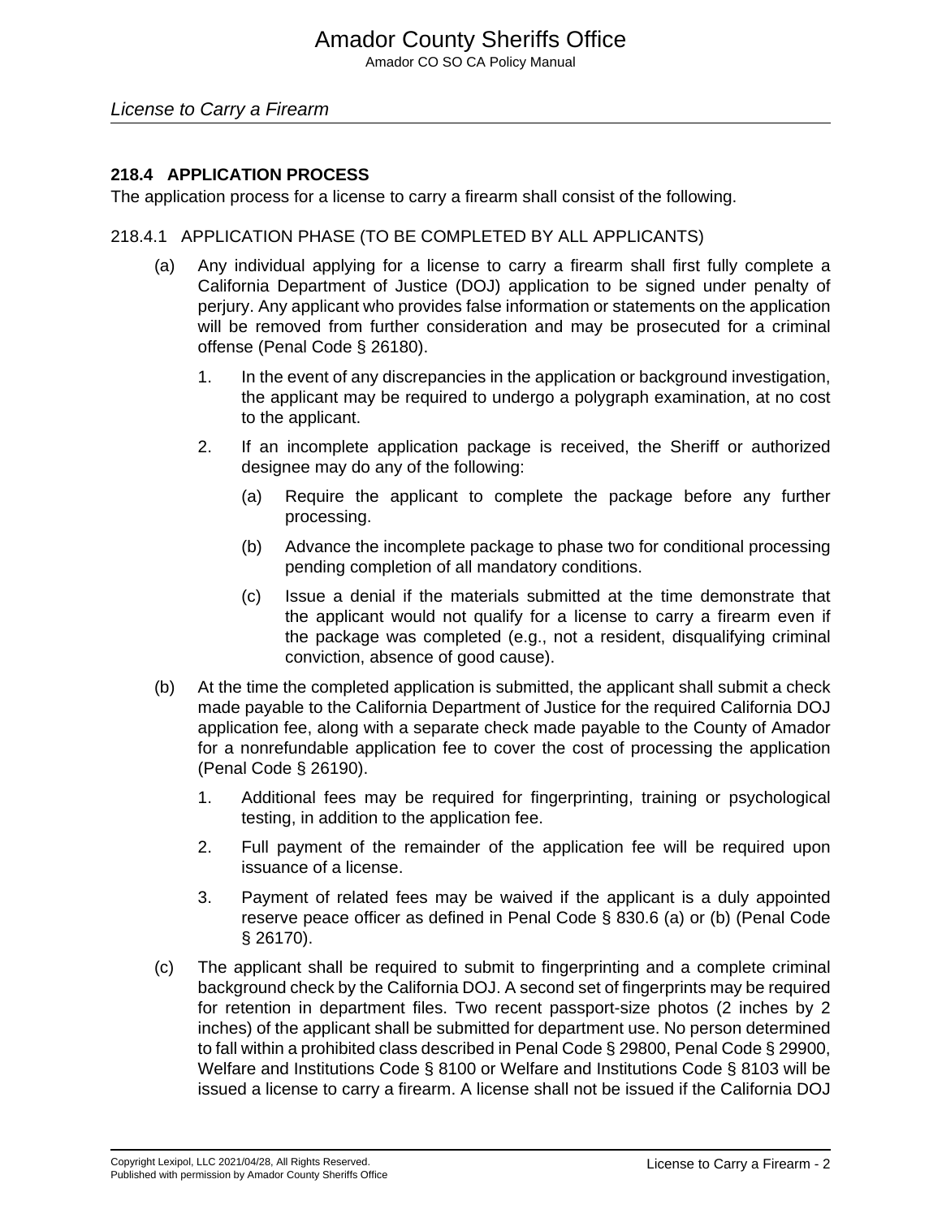## License to Carry a Firearm

### 218.4 APPLICATION PROCESS

The application process for a license to carry a firearm shall consist of the following.

#### 218.4.1 APPLICATION PHASE (TO BE COMPLETED BY ALL APPLICANTS)

(a) Any individual applying for a license to carry a firearm shall first fully complete a California Department of Justice (DOJ) application to be signed under penalty of perjury. Any applicant who provides false information or statements on the application will be removed from further consideration and may be prosecuted for a criminal offense (Penal Code § 26180).

1. In the event of any discrepancies in the application or background investigation, the applicant may be required to undergo a polygraph examination, at no cost to the applicant.

2. If an incomplete application package is received, the Sheriff or authorized designee may do any of the following:

    (a) Require the applicant to complete the package before any further processing.

    (b) Advance the incomplete package to phase two for conditional processing pending completion of all mandatory conditions.

    (c) Issue a denial if the materials submitted at the time demonstrate that the applicant would not qualify for a license to carry a firearm even if the package was completed (e.g., not a resident, disqualifying criminal conviction, absence of good cause).

(b) At the time the completed application is submitted, the applicant shall submit a check made payable to the California Department of Justice for the required California DOJ application fee, along with a separate check made payable to the County of Amador for a nonrefundable application fee to cover the cost of processing the application (Penal Code § 26190).

1. Additional fees may be required for fingerprinting, training or psychological testing, in addition to the application fee.

2. Full payment of the remainder of the application fee will be required upon issuance of a license.

3. Payment of related fees may be waived if the applicant is a duly appointed reserve peace officer as defined in Penal Code § 830.6 (a) or (b) (Penal Code § 26170).

(c) The applicant shall be required to submit to fingerprinting and a complete criminal background check by the California DOJ. A second set of fingerprints may be required for retention in department files. Two recent passport-size photos (2 inches by 2 inches) of the applicant shall be submitted for department use. No person determined to fall within a prohibited class described in Penal Code § 29800, Penal Code § 29900, Welfare and Institutions Code § 8100 or Welfare and Institutions Code § 8103 will be issued a license to carry a firearm. A license shall not be issued if the California DOJ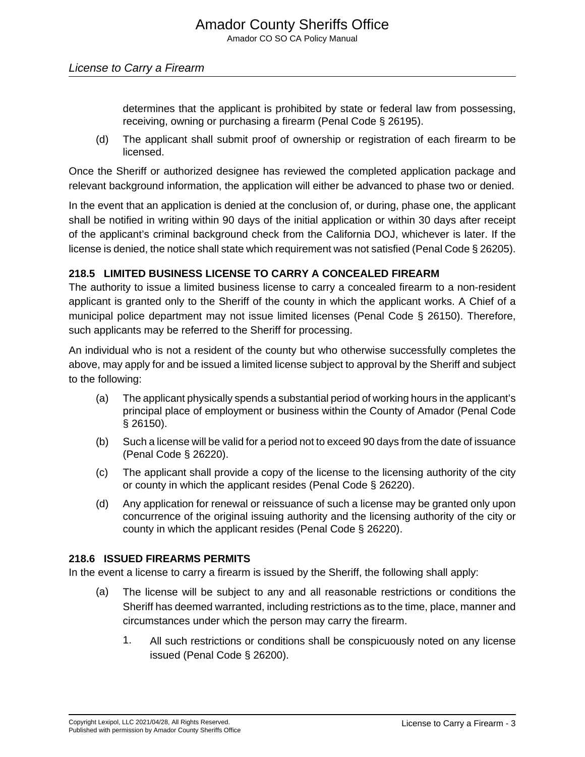determines that the applicant is prohibited by state or federal law from possessing, receiving, owning or purchasing a firearm (Penal Code § 26195).

(d) The applicant shall submit proof of ownership or registration of each firearm to be licensed.

Once the Sheriff or authorized designee has reviewed the completed application package and relevant background information, the application will either be advanced to phase two or denied.

In the event that an application is denied at the conclusion of, or during, phase one, the applicant shall be notified in writing within 90 days of the initial application or within 30 days after receipt of the applicant's criminal background check from the California DOJ, whichever is later. If the license is denied, the notice shall state which requirement was not satisfied (Penal Code § 26205).

### 218.5 LIMITED BUSINESS LICENSE TO CARRY A CONCEALED FIREARM

The authority to issue a limited business license to carry a concealed firearm to a non-resident applicant is granted only to the Sheriff of the county in which the applicant works. A Chief of a municipal police department may not issue limited licenses (Penal Code § 26150). Therefore, such applicants may be referred to the Sheriff for processing.

An individual who is not a resident of the county but who otherwise successfully completes the above, may apply for and be issued a limited license subject to approval by the Sheriff and subject to the following:

(a) The applicant physically spends a substantial period of working hours in the applicant's principal place of employment or business within the County of Amador (Penal Code § 26150).

(b) Such a license will be valid for a period not to exceed 90 days from the date of issuance (Penal Code § 26220).

(c) The applicant shall provide a copy of the license to the licensing authority of the city or county in which the applicant resides (Penal Code § 26220).

(d) Any application for renewal or reissuance of such a license may be granted only upon concurrence of the original issuing authority and the licensing authority of the city or county in which the applicant resides (Penal Code § 26220).

### 218.6 ISSUED FIREARMS PERMITS

In the event a license to carry a firearm is issued by the Sheriff, the following shall apply:

(a) The license will be subject to any and all reasonable restrictions or conditions the Sheriff has deemed warranted, including restrictions as to the time, place, manner and circumstances under which the person may carry the firearm.

1. All such restrictions or conditions shall be conspicuously noted on any license issued (Penal Code § 26200).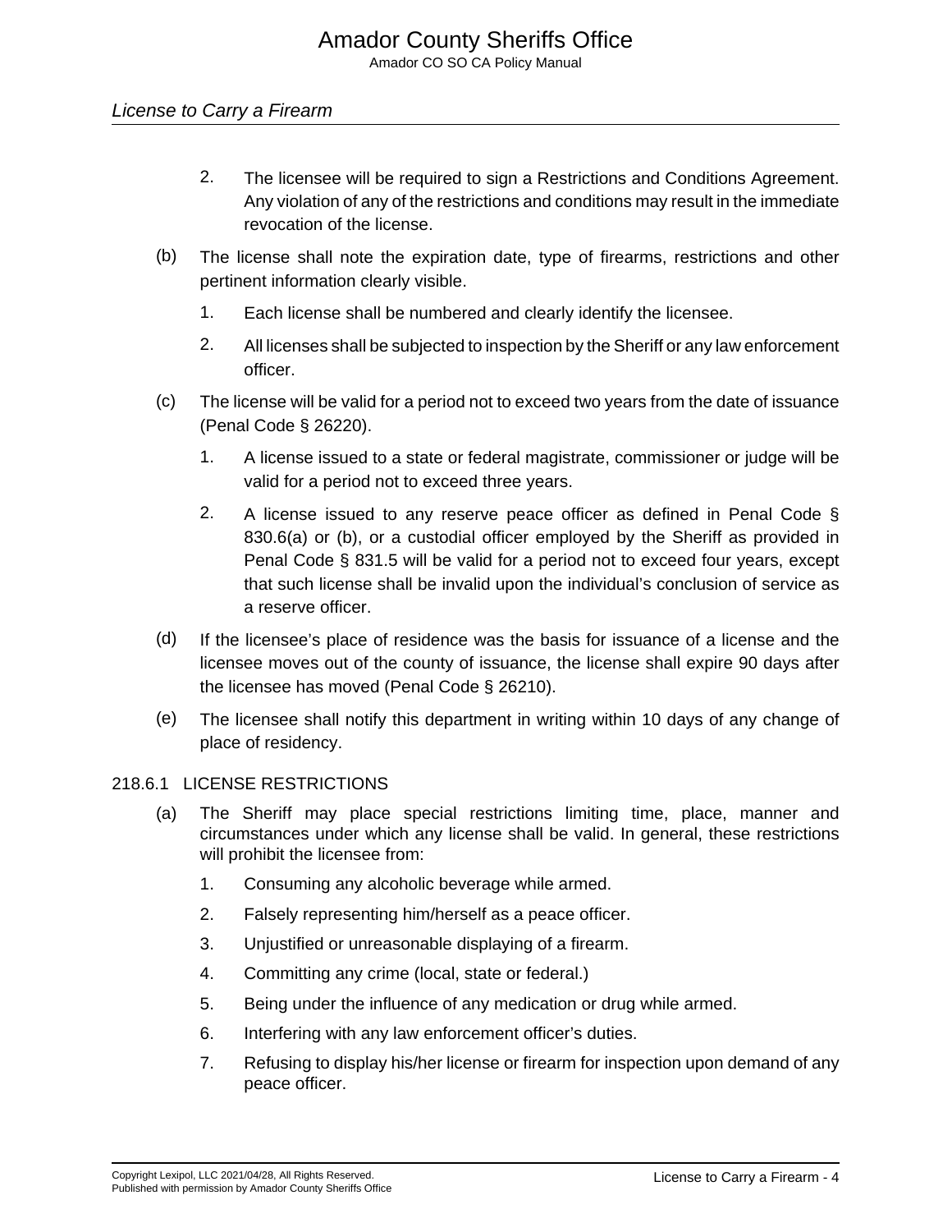2. The licensee will be required to sign a Restrictions and Conditions Agreement. Any violation of any of the restrictions and conditions may result in the immediate revocation of the license.

(b) The license shall note the expiration date, type of firearms, restrictions and other pertinent information clearly visible.

1. Each license shall be numbered and clearly identify the licensee.

2. All licenses shall be subjected to inspection by the Sheriff or any law enforcement officer.

(c) The license will be valid for a period not to exceed two years from the date of issuance (Penal Code § 26220).

1. A license issued to a state or federal magistrate, commissioner or judge will be valid for a period not to exceed three years.

2. A license issued to any reserve peace officer as defined in Penal Code § 830.6(a) or (b), or a custodial officer employed by the Sheriff as provided in Penal Code § 831.5 will be valid for a period not to exceed four years, except that such license shall be invalid upon the individual's conclusion of service as a reserve officer.

(d) If the licensee's place of residence was the basis for issuance of a license and the licensee moves out of the county of issuance, the license shall expire 90 days after the licensee has moved (Penal Code § 26210).

(e) The licensee shall notify this department in writing within 10 days of any change of place of residency.

### 218.6.1 LICENSE RESTRICTIONS

(a) The Sheriff may place special restrictions limiting time, place, manner and circumstances under which any license shall be valid. In general, these restrictions will prohibit the licensee from:

1. Consuming any alcoholic beverage while armed.
2. Falsely representing him/herself as a peace officer.
3. Unjustified or unreasonable displaying of a firearm.
4. Committing any crime (local, state or federal.)
5. Being under the influence of any medication or drug while armed.
6. Interfering with any law enforcement officer's duties.
7. Refusing to display his/her license or firearm for inspection upon demand of any peace officer.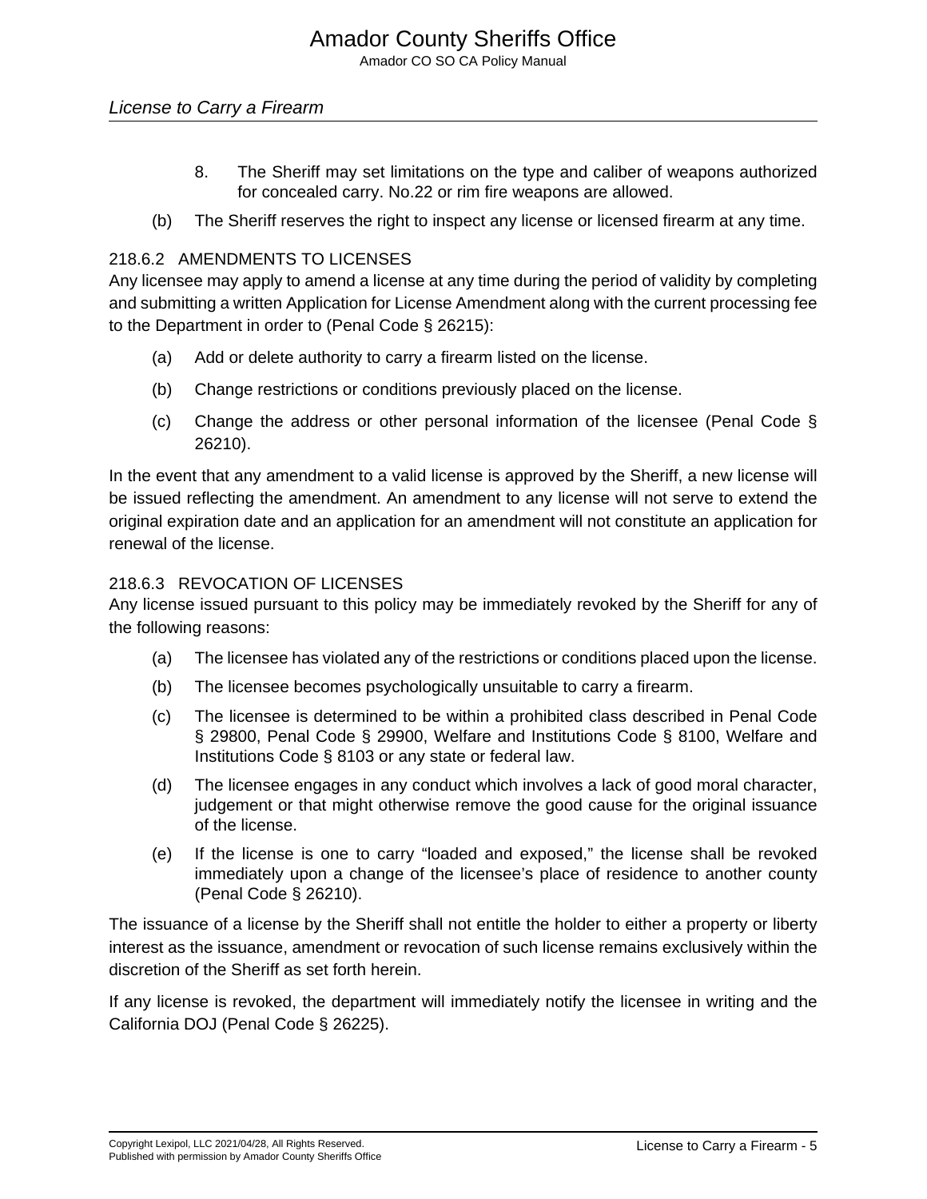8. The Sheriff may set limitations on the type and caliber of weapons authorized for concealed carry. No.22 or rim fire weapons are allowed.

(b) The Sheriff reserves the right to inspect any license or licensed firearm at any time.

### 218.6.2 AMENDMENTS TO LICENSES

Any licensee may apply to amend a license at any time during the period of validity by completing and submitting a written Application for License Amendment along with the current processing fee to the Department in order to (Penal Code § 26215):

(a) Add or delete authority to carry a firearm listed on the license.

(b) Change restrictions or conditions previously placed on the license.

(c) Change the address or other personal information of the licensee (Penal Code § 26210).

In the event that any amendment to a valid license is approved by the Sheriff, a new license will be issued reflecting the amendment. An amendment to any license will not serve to extend the original expiration date and an application for an amendment will not constitute an application for renewal of the license.

### 218.6.3 REVOCATION OF LICENSES

Any license issued pursuant to this policy may be immediately revoked by the Sheriff for any of the following reasons:

(a) The licensee has violated any of the restrictions or conditions placed upon the license.

(b) The licensee becomes psychologically unsuitable to carry a firearm.

(c) The licensee is determined to be within a prohibited class described in Penal Code § 29800, Penal Code § 29900, Welfare and Institutions Code § 8100, Welfare and Institutions Code § 8103 or any state or federal law.

(d) The licensee engages in any conduct which involves a lack of good moral character, judgement or that might otherwise remove the good cause for the original issuance of the license.

(e) If the license is one to carry “loaded and exposed,” the license shall be revoked immediately upon a change of the licensee’s place of residence to another county (Penal Code § 26210).

The issuance of a license by the Sheriff shall not entitle the holder to either a property or liberty interest as the issuance, amendment or revocation of such license remains exclusively within the discretion of the Sheriff as set forth herein.

If any license is revoked, the department will immediately notify the licensee in writing and the California DOJ (Penal Code § 26225).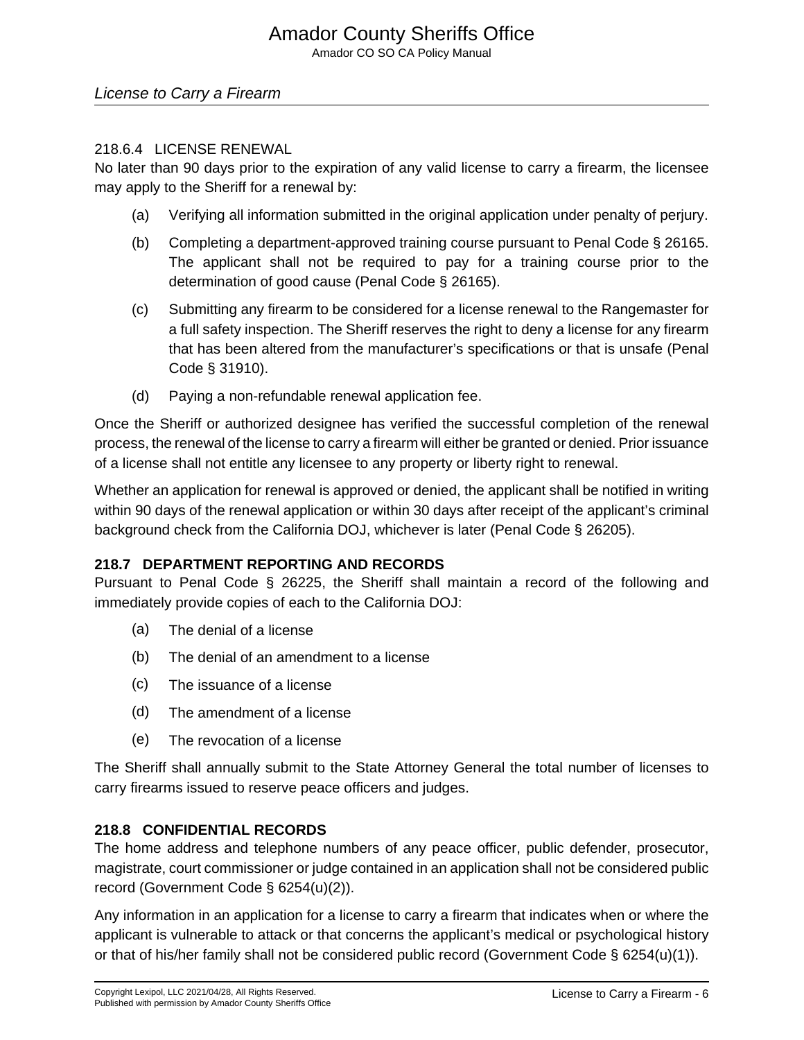#### 218.6.4 LICENSE RENEWAL

No later than 90 days prior to the expiration of any valid license to carry a firearm, the licensee may apply to the Sheriff for a renewal by:

(a) Verifying all information submitted in the original application under penalty of perjury.

(b) Completing a department-approved training course pursuant to Penal Code § 26165. The applicant shall not be required to pay for a training course prior to the determination of good cause (Penal Code § 26165).

(c) Submitting any firearm to be considered for a license renewal to the Rangemaster for a full safety inspection. The Sheriff reserves the right to deny a license for any firearm that has been altered from the manufacturer's specifications or that is unsafe (Penal Code § 31910).

(d) Paying a non-refundable renewal application fee.

Once the Sheriff or authorized designee has verified the successful completion of the renewal process, the renewal of the license to carry a firearm will either be granted or denied. Prior issuance of a license shall not entitle any licensee to any property or liberty right to renewal.

Whether an application for renewal is approved or denied, the applicant shall be notified in writing within 90 days of the renewal application or within 30 days after receipt of the applicant's criminal background check from the California DOJ, whichever is later (Penal Code § 26205).

### 218.7 DEPARTMENT REPORTING AND RECORDS

Pursuant to Penal Code § 26225, the Sheriff shall maintain a record of the following and immediately provide copies of each to the California DOJ:

(a) The denial of a license

(b) The denial of an amendment to a license

(c) The issuance of a license

(d) The amendment of a license

(e) The revocation of a license

The Sheriff shall annually submit to the State Attorney General the total number of licenses to carry firearms issued to reserve peace officers and judges.

### 218.8 CONFIDENTIAL RECORDS

The home address and telephone numbers of any peace officer, public defender, prosecutor, magistrate, court commissioner or judge contained in an application shall not be considered public record (Government Code § 6254(u)(2)).

Any information in an application for a license to carry a firearm that indicates when or where the applicant is vulnerable to attack or that concerns the applicant's medical or psychological history or that of his/her family shall not be considered public record (Government Code § 6254(u)(1)).